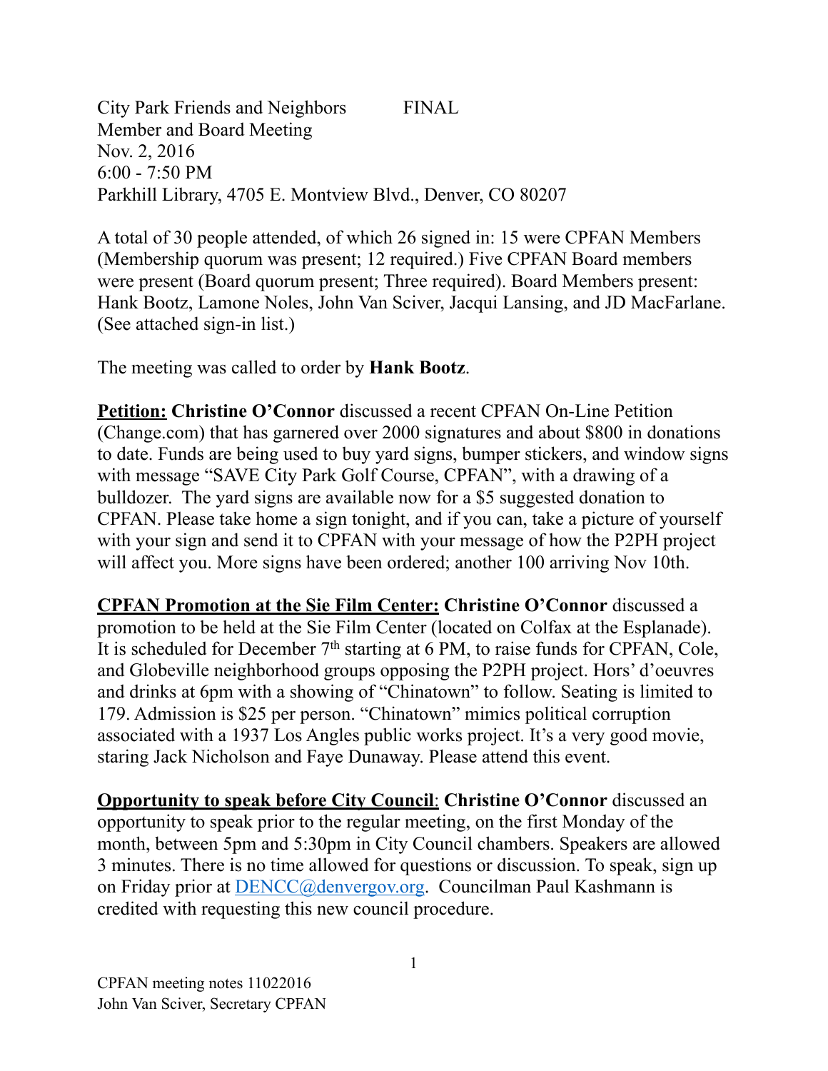City Park Friends and Neighbors FINAL
Member and Board Meeting
Nov. 2, 2016
6:00 - 7:50 PM
Parkhill Library, 4705 E. Montview Blvd., Denver, CO 80207

A total of 30 people attended, of which 26 signed in: 15 were CPFAN Members (Membership quorum was present; 12 required.) Five CPFAN Board members were present (Board quorum present; Three required). Board Members present: Hank Bootz, Lamone Noles, John Van Sciver, Jacqui Lansing, and JD MacFarlane. (See attached sign-in list.)

The meeting was called to order by **Hank Bootz**.

**Petition:** **Christine O'Connor** discussed a recent CPFAN On-Line Petition (Change.com) that has garnered over 2000 signatures and about $800 in donations to date. Funds are being used to buy yard signs, bumper stickers, and window signs with message "SAVE City Park Golf Course, CPFAN", with a drawing of a bulldozer. The yard signs are available now for a $5 suggested donation to CPFAN. Please take home a sign tonight, and if you can, take a picture of yourself with your sign and send it to CPFAN with your message of how the P2PH project will affect you. More signs have been ordered; another 100 arriving Nov 10th.

**CPFAN Promotion at the Sie Film Center:** **Christine O'Connor** discussed a promotion to be held at the Sie Film Center (located on Colfax at the Esplanade). It is scheduled for December 7th starting at 6 PM, to raise funds for CPFAN, Cole, and Globeville neighborhood groups opposing the P2PH project. Hors' d'oeuvres and drinks at 6pm with a showing of "Chinatown" to follow. Seating is limited to 179. Admission is $25 per person. "Chinatown" mimics political corruption associated with a 1937 Los Angles public works project. It's a very good movie, staring Jack Nicholson and Faye Dunaway. Please attend this event.

**Opportunity to speak before City Council**: **Christine O'Connor** discussed an opportunity to speak prior to the regular meeting, on the first Monday of the month, between 5pm and 5:30pm in City Council chambers. Speakers are allowed 3 minutes. There is no time allowed for questions or discussion. To speak, sign up on Friday prior at DENCC@denvergov.org. Councilman Paul Kashmann is credited with requesting this new council procedure.

CPFAN meeting notes 11022016
John Van Sciver, Secretary CPFAN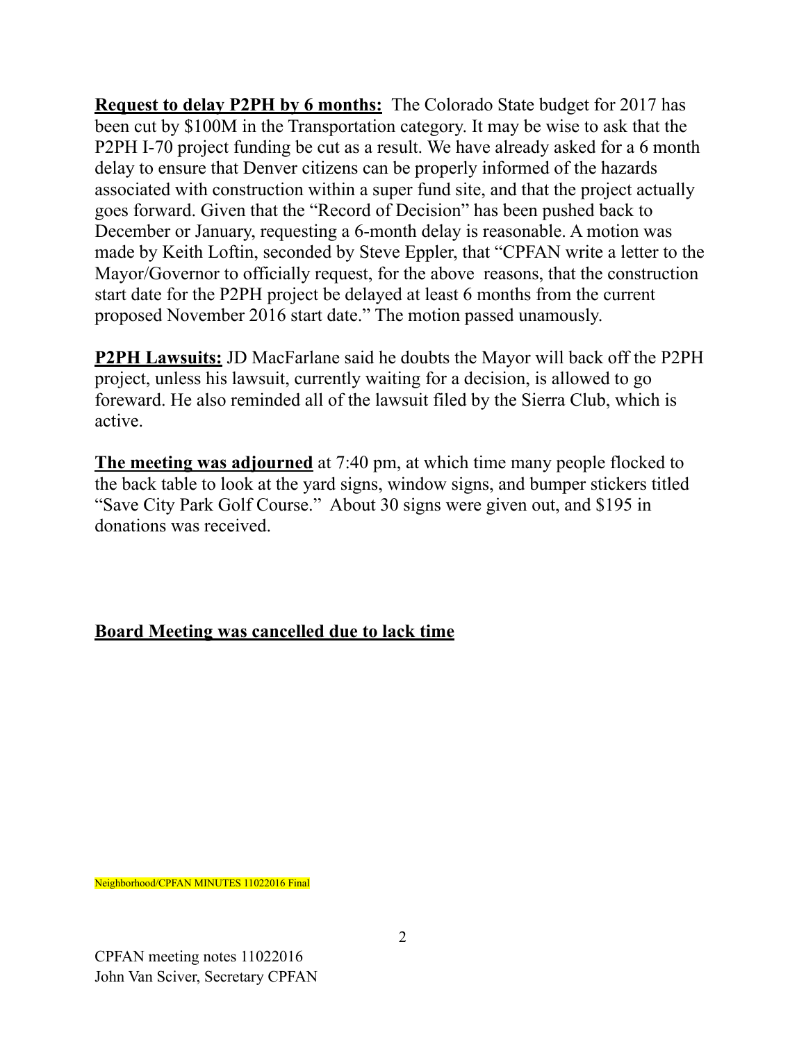**Request to delay P2PH by 6 months:** The Colorado State budget for 2017 has been cut by $100M in the Transportation category. It may be wise to ask that the P2PH I-70 project funding be cut as a result. We have already asked for a 6 month delay to ensure that Denver citizens can be properly informed of the hazards associated with construction within a super fund site, and that the project actually goes forward. Given that the "Record of Decision" has been pushed back to December or January, requesting a 6-month delay is reasonable. A motion was made by Keith Loftin, seconded by Steve Eppler, that "CPFAN write a letter to the Mayor/Governor to officially request, for the above reasons, that the construction start date for the P2PH project be delayed at least 6 months from the current proposed November 2016 start date." The motion passed unamously.

**P2PH Lawsuits:** JD MacFarlane said he doubts the Mayor will back off the P2PH project, unless his lawsuit, currently waiting for a decision, is allowed to go foreward. He also reminded all of the lawsuit filed by the Sierra Club, which is active.

**The meeting was adjourned** at 7:40 pm, at which time many people flocked to the back table to look at the yard signs, window signs, and bumper stickers titled "Save City Park Golf Course." About 30 signs were given out, and $195 in donations was received.

**Board Meeting was cancelled due to lack time**

Neighborhood/CPFAN MINUTES 11022016 Final

CPFAN meeting notes 11022016
John Van Sciver, Secretary CPFAN